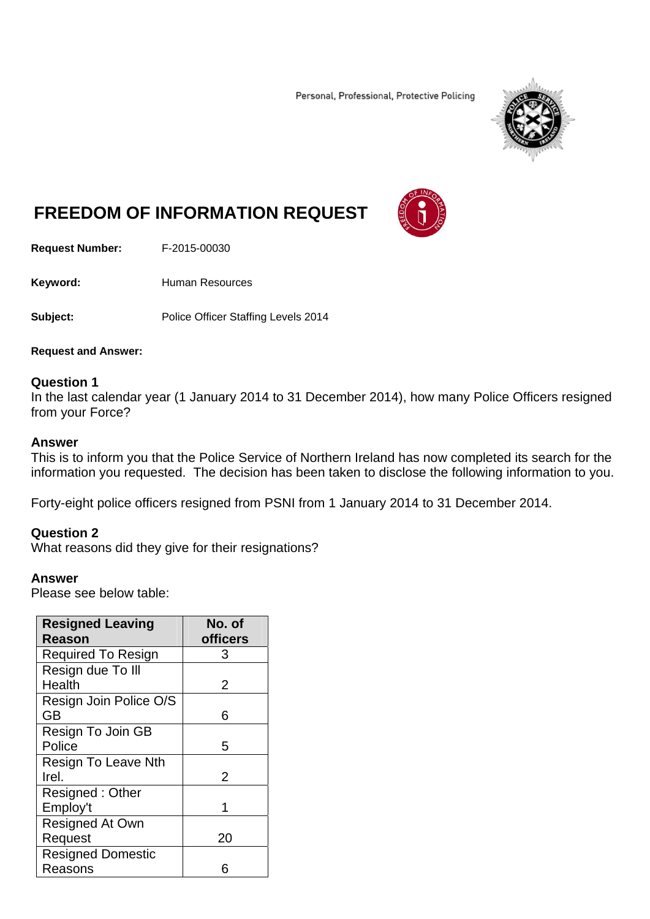Personal, Professional, Protective Policing

# FREEDOM OF INFORMATION REQUEST

**Request Number:** F-2015-00030

**Keyword:** Human Resources

**Subject:** Police Officer Staffing Levels 2014

**Request and Answer:**

**Question 1**
In the last calendar year (1 January 2014 to 31 December 2014), how many Police Officers resigned from your Force?

**Answer**
This is to inform you that the Police Service of Northern Ireland has now completed its search for the information you requested. The decision has been taken to disclose the following information to you.

Forty-eight police officers resigned from PSNI from 1 January 2014 to 31 December 2014.

**Question 2**
What reasons did they give for their resignations?

**Answer**
Please see below table:

| Resigned Leaving Reason | No. of officers |
|---|---|
| Required To Resign | 3 |
| Resign due To Ill Health | 2 |
| Resign Join Police O/S GB | 6 |
| Resign To Join GB Police | 5 |
| Resign To Leave Nth Irel. | 2 |
| Resigned : Other Employ't | 1 |
| Resigned At Own Request | 20 |
| Resigned Domestic Reasons | 6 |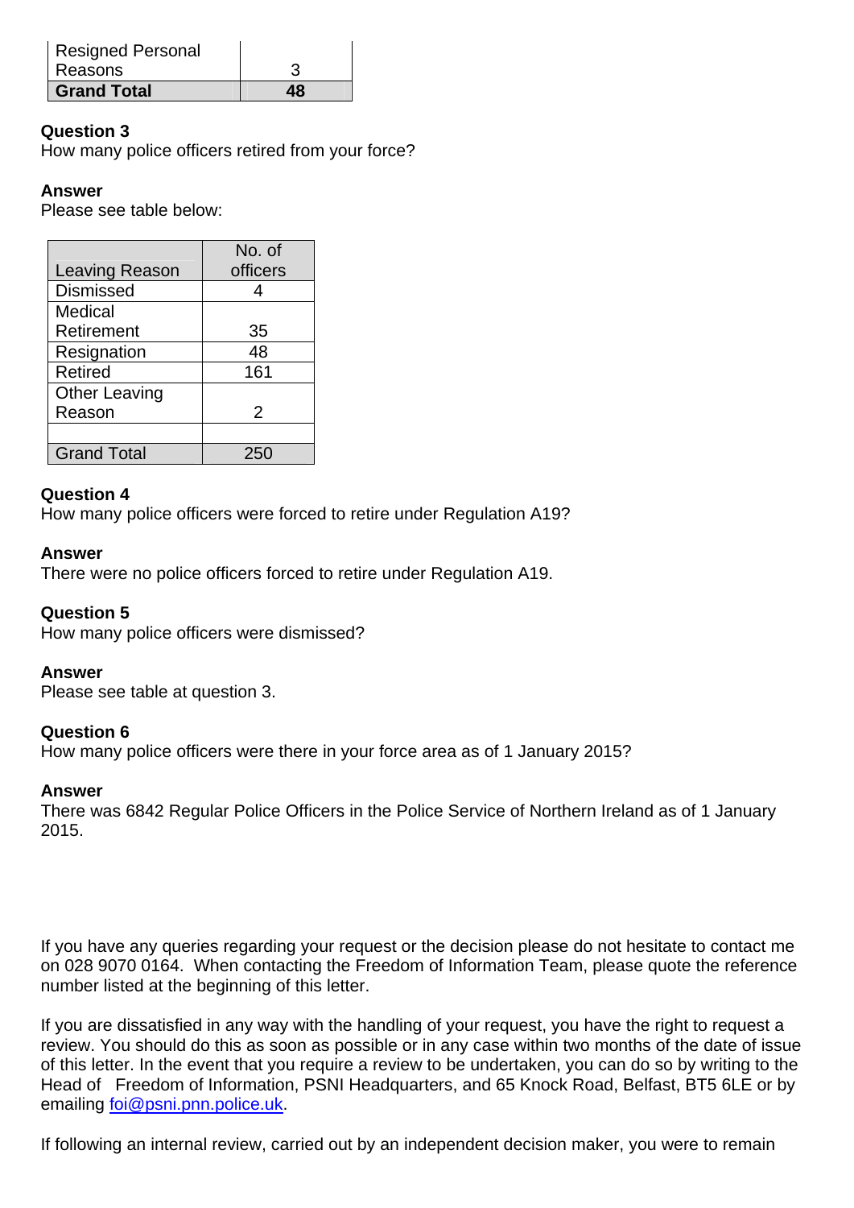| | |
|---|---|
| Resigned Personal Reasons | 3 |
| **Grand Total** | **48** |

**Question 3**
How many police officers retired from your force?

**Answer**
Please see table below:

| Leaving Reason | No. of officers |
|---|---|
| Dismissed | 4 |
| Medical Retirement | 35 |
| Resignation | 48 |
| Retired | 161 |
| Other Leaving Reason | 2 |
| | |
| Grand Total | 250 |

**Question 4**
How many police officers were forced to retire under Regulation A19?

**Answer**
There were no police officers forced to retire under Regulation A19.

**Question 5**
How many police officers were dismissed?

**Answer**
Please see table at question 3.

**Question 6**
How many police officers were there in your force area as of 1 January 2015?

**Answer**
There was 6842 Regular Police Officers in the Police Service of Northern Ireland as of 1 January 2015.

If you have any queries regarding your request or the decision please do not hesitate to contact me on 028 9070 0164. When contacting the Freedom of Information Team, please quote the reference number listed at the beginning of this letter.

If you are dissatisfied in any way with the handling of your request, you have the right to request a review. You should do this as soon as possible or in any case within two months of the date of issue of this letter. In the event that you require a review to be undertaken, you can do so by writing to the Head of Freedom of Information, PSNI Headquarters, and 65 Knock Road, Belfast, BT5 6LE or by emailing foi@psni.pnn.police.uk.

If following an internal review, carried out by an independent decision maker, you were to remain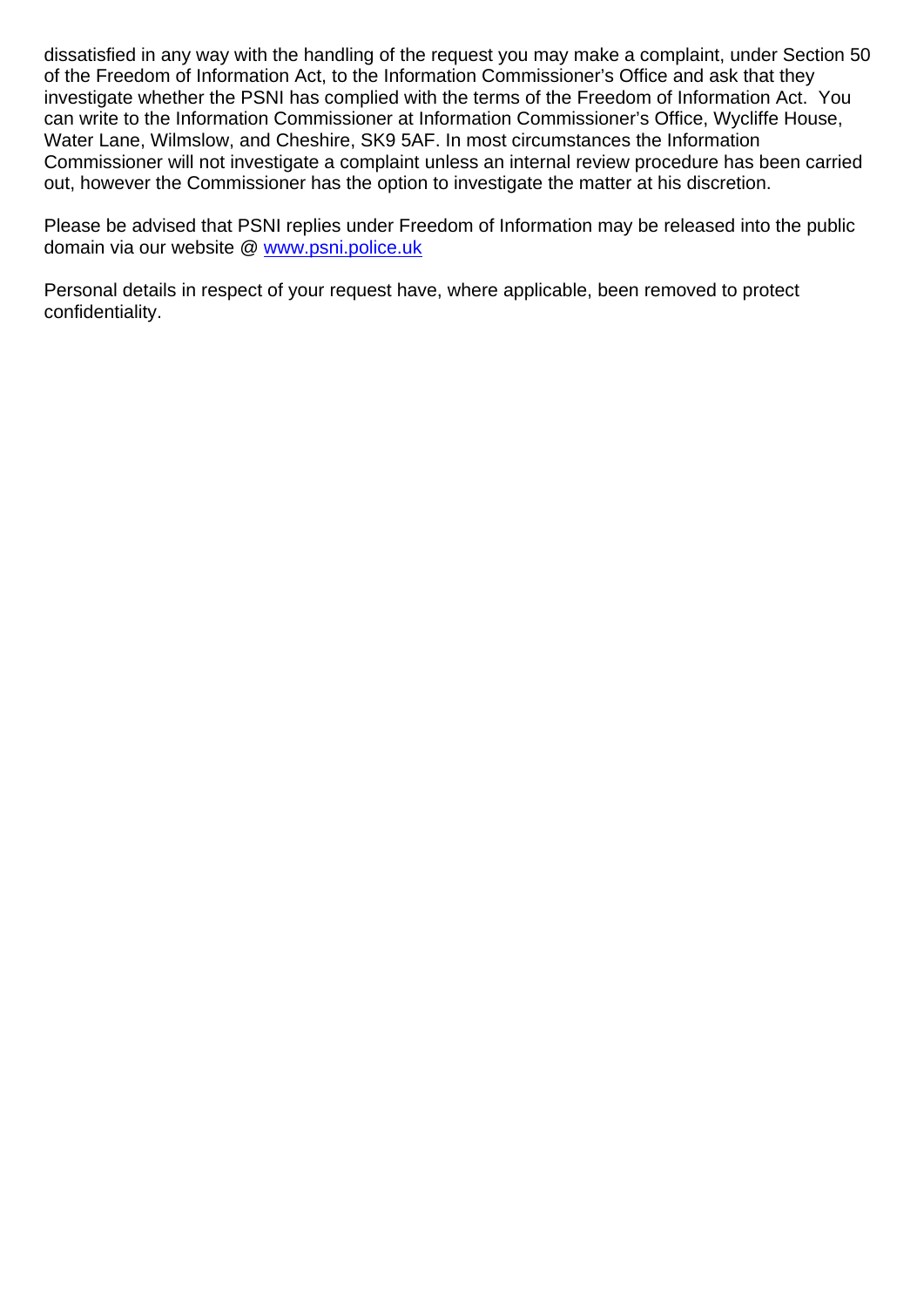dissatisfied in any way with the handling of the request you may make a complaint, under Section 50 of the Freedom of Information Act, to the Information Commissioner's Office and ask that they investigate whether the PSNI has complied with the terms of the Freedom of Information Act. You can write to the Information Commissioner at Information Commissioner's Office, Wycliffe House, Water Lane, Wilmslow, and Cheshire, SK9 5AF. In most circumstances the Information Commissioner will not investigate a complaint unless an internal review procedure has been carried out, however the Commissioner has the option to investigate the matter at his discretion.

Please be advised that PSNI replies under Freedom of Information may be released into the public domain via our website @ [www.psni.police.uk](http://www.psni.police.uk)

Personal details in respect of your request have, where applicable, been removed to protect confidentiality.